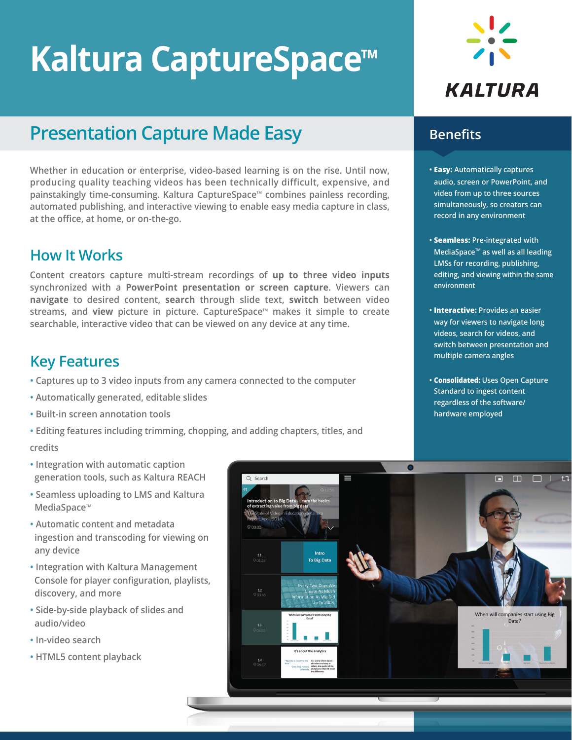# Kaltura CaptureSpace™

KALTURA

## Presentation Capture Made Easy

Whether in education or enterprise, video-based learning is on the rise. Until now, producing quality teaching videos has been technically difficult, expensive, and painstakingly time-consuming. Kaltura CaptureSpace™ combines painless recording, automated publishing, and interactive viewing to enable easy media capture in class, at the office, at home, or on-the-go.

## How It Works

Content creators capture multi-stream recordings of **up to three video inputs** synchronized with a **PowerPoint presentation or screen capture**. Viewers can **navigate** to desired content, **search** through slide text, **switch** between video streams, and **view** picture in picture. CaptureSpace™ makes it simple to create searchable, interactive video that can be viewed on any device at any time.

## Key Features

- Captures up to 3 video inputs from any camera connected to the computer
- Automatically generated, editable slides
- Built-in screen annotation tools
- Editing features including trimming, chopping, and adding chapters, titles, and credits
- Integration with automatic caption generation tools, such as Kaltura REACH
- Seamless uploading to LMS and Kaltura MediaSpace™
- Automatic content and metadata ingestion and transcoding for viewing on any device
- Integration with Kaltura Management Console for player configuration, playlists, discovery, and more
- Side-by-side playback of slides and audio/video
- In-video search
- HTML5 content playback

## Benefits

- **Easy:** Automatically captures audio, screen or PowerPoint, and video from up to three sources simultaneously, so creators can record in any environment
- **Seamless:** Pre-integrated with MediaSpace™ as well as all leading LMSs for recording, publishing, editing, and viewing within the same environment
- **Interactive:** Provides an easier way for viewers to navigate long videos, search for videos, and switch between presentation and multiple camera angles
- **Consolidated:** Uses Open Capture Standard to ingest content regardless of the software/ hardware employed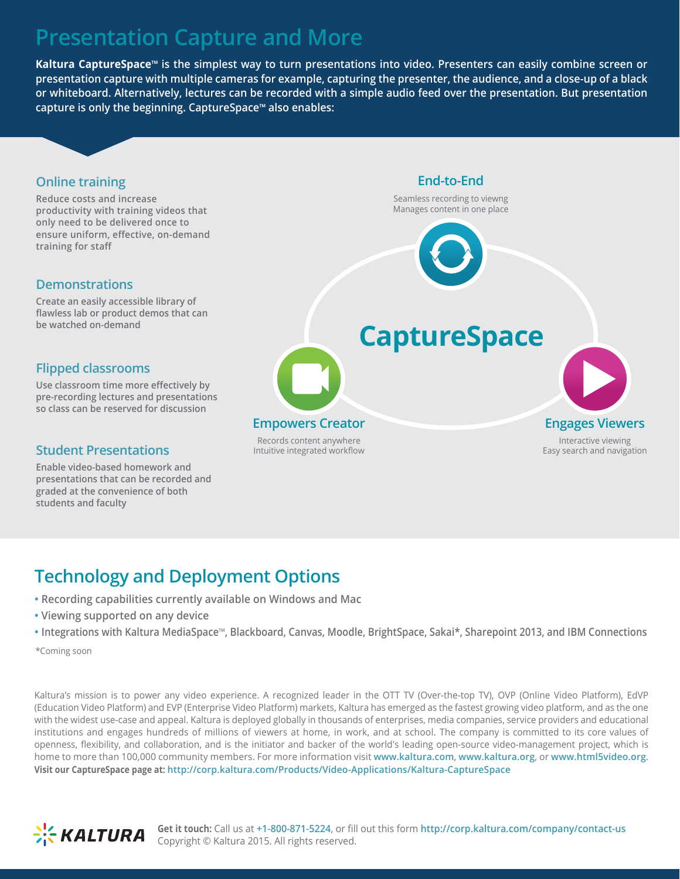# Presentation Capture and More

**Kaltura CaptureSpace™ is the simplest way to turn presentations into video. Presenters can easily combine screen or presentation capture with multiple cameras for example, capturing the presenter, the audience, and a close-up of a black or whiteboard. Alternatively, lectures can be recorded with a simple audio feed over the presentation. But presentation capture is only the beginning. CaptureSpace™ also enables:**

### Online training

Reduce costs and increase productivity with training videos that only need to be delivered once to ensure uniform, effective, on-demand training for staff

### Demonstrations

Create an easily accessible library of flawless lab or product demos that can be watched on-demand

### Flipped classrooms

Use classroom time more effectively by pre-recording lectures and presentations so class can be reserved for discussion

### Student Presentations

Enable video-based homework and presentations that can be recorded and graded at the convenience of both students and faculty

CaptureSpace

**End-to-End**

Seamless recording to viewng
Manages content in one place

**Empowers Creator**

Records content anywhere
Intuitive integrated workflow

**Engages Viewers**

Interactive viewing
Easy search and navigation

## Technology and Deployment Options

- Recording capabilities currently available on Windows and Mac
- Viewing supported on any device
- Integrations with Kaltura MediaSpace™, Blackboard, Canvas, Moodle, BrightSpace, Sakai*, Sharepoint 2013, and IBM Connections

*Coming soon

Kaltura's mission is to power any video experience. A recognized leader in the OTT TV (Over-the-top TV), OVP (Online Video Platform), EdVP (Education Video Platform) and EVP (Enterprise Video Platform) markets, Kaltura has emerged as the fastest growing video platform, and as the one with the widest use-case and appeal. Kaltura is deployed globally in thousands of enterprises, media companies, service providers and educational institutions and engages hundreds of millions of viewers at home, in work, and at school. The company is committed to its core values of openness, flexibility, and collaboration, and is the initiator and backer of the world's leading open-source video-management project, which is home to more than 100,000 community members. For more information visit www.kaltura.com, www.kaltura.org, or www.html5video.org.
**Visit our CaptureSpace page at:** http://corp.kaltura.com/Products/Video-Applications/Kaltura-CaptureSpace

KALTURA

**Get it touch:** Call us at +1-800-871-5224, or fill out this form http://corp.kaltura.com/company/contact-us
Copyright © Kaltura 2015. All rights reserved.